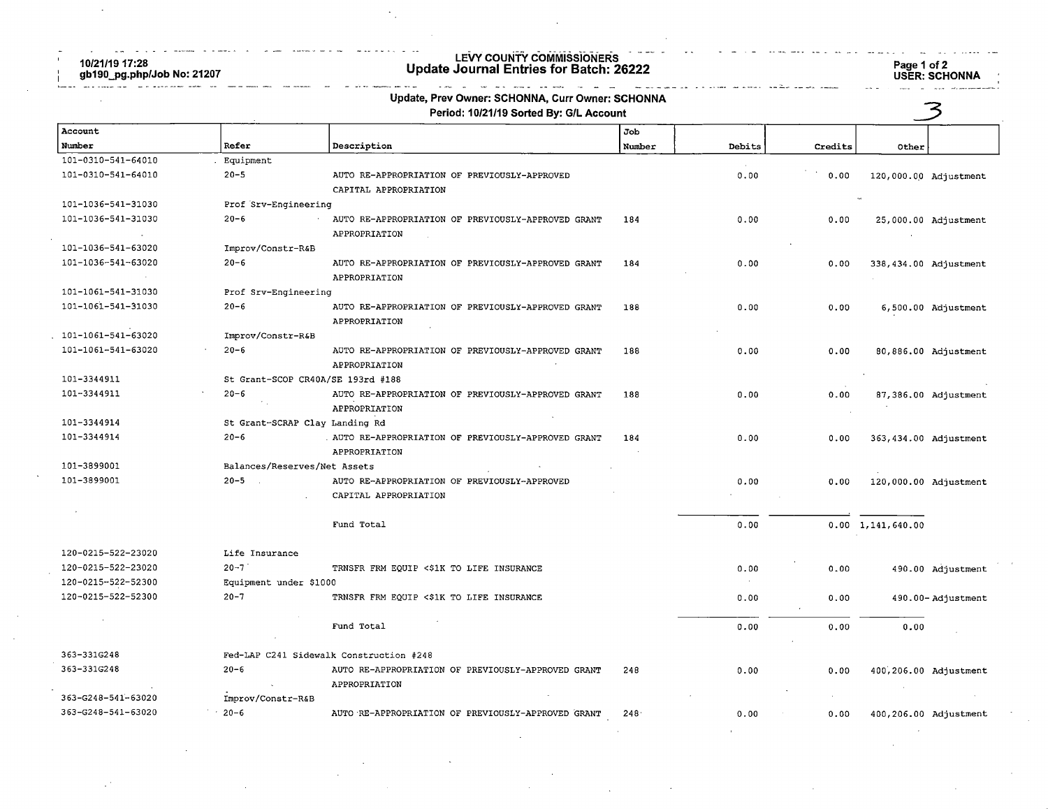# LEVY COUNTY COMMISSIONERS
## Update Journal Entries for Batch: 26222

10/21/19 17:28
gb190_pg.php/Job No: 21207

USER: SCHONNA

**Update, Prev Owner: SCHONNA, Curr Owner: SCHONNA**
**Period: 10/21/19 Sorted By: G/L Account**

3

| Account Number | Refer | Description | Job Number | Debits | Credits | Other | |
|---|---|---|---|---|---|---|---|
| 101-0310-541-64010 | Equipment | | | | | | |
| 101-0310-541-64010 | 20-5 | AUTO RE-APPROPRIATION OF PREVIOUSLY-APPROVED CAPITAL APPROPRIATION | | 0.00 | 0.00 | 120,000.00 | Adjustment |
| 101-1036-541-31030 | Prof Srv-Engineering | | | | | | |
| 101-1036-541-31030 | 20-6 | AUTO RE-APPROPRIATION OF PREVIOUSLY-APPROVED GRANT APPROPRIATION | 184 | 0.00 | 0.00 | 25,000.00 | Adjustment |
| 101-1036-541-63020 | Improv/Constr-R&B | | | | | | |
| 101-1036-541-63020 | 20-6 | AUTO RE-APPROPRIATION OF PREVIOUSLY-APPROVED GRANT APPROPRIATION | 184 | 0.00 | 0.00 | 338,434.00 | Adjustment |
| 101-1061-541-31030 | Prof Srv-Engineering | | | | | | |
| 101-1061-541-31030 | 20-6 | AUTO RE-APPROPRIATION OF PREVIOUSLY-APPROVED GRANT APPROPRIATION | 188 | 0.00 | 0.00 | 6,500.00 | Adjustment |
| 101-1061-541-63020 | Improv/Constr-R&B | | | | | | |
| 101-1061-541-63020 | 20-6 | AUTO RE-APPROPRIATION OF PREVIOUSLY-APPROVED GRANT APPROPRIATION | 188 | 0.00 | 0.00 | 80,886.00 | Adjustment |
| 101-3344911 | St Grant-SCOP CR40A/SE 193rd #188 | | | | | | |
| 101-3344911 | 20-6 | AUTO RE-APPROPRIATION OF PREVIOUSLY-APPROVED GRANT APPROPRIATION | 188 | 0.00 | 0.00 | 87,386.00 | Adjustment |
| 101-3344914 | St Grant-SCRAP Clay Landing Rd | | | | | | |
| 101-3344914 | 20-6 | AUTO RE-APPROPRIATION OF PREVIOUSLY-APPROVED GRANT APPROPRIATION | 184 | 0.00 | 0.00 | 363,434.00 | Adjustment |
| 101-3899001 | Balances/Reserves/Net Assets | | | | | | |
| 101-3899001 | 20-5 | AUTO RE-APPROPRIATION OF PREVIOUSLY-APPROVED CAPITAL APPROPRIATION | | 0.00 | 0.00 | 120,000.00 | Adjustment |
| | | Fund Total | | 0.00 | 0.00 | 1,141,640.00 | |
| 120-0215-522-23020 | Life Insurance | | | | | | |
| 120-0215-522-23020 | 20-7 | TRNSFR FRM EQUIP <$1K TO LIFE INSURANCE | | 0.00 | 0.00 | 490.00 | Adjustment |
| 120-0215-522-52300 | Equipment under $1000 | | | | | | |
| 120-0215-522-52300 | 20-7 | TRNSFR FRM EQUIP <$1K TO LIFE INSURANCE | | 0.00 | 0.00 | 490.00- | Adjustment |
| | | Fund Total | | 0.00 | 0.00 | 0.00 | |
| 363-331G248 | Fed-LAP C241 Sidewalk Construction #248 | | | | | | |
| 363-331G248 | 20-6 | AUTO RE-APPROPRIATION OF PREVIOUSLY-APPROVED GRANT APPROPRIATION | 248 | 0.00 | 0.00 | 400,206.00 | Adjustment |
| 363-G248-541-63020 | Improv/Constr-R&B | | | | | | |
| 363-G248-541-63020 | 20-6 | AUTO RE-APPROPRIATION OF PREVIOUSLY-APPROVED GRANT | 248 | 0.00 | 0.00 | 400,206.00 | Adjustment |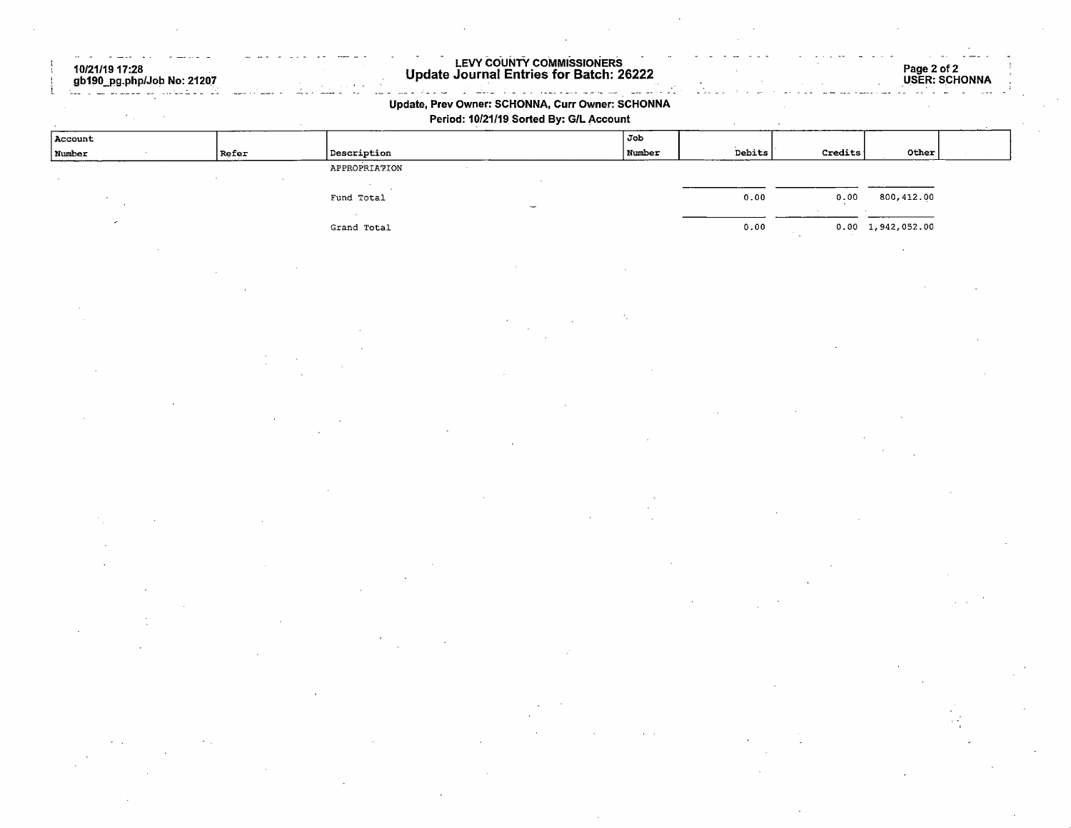# LEVY COUNTY COMMISSIONERS
## Update Journal Entries for Batch: 26222

10/21/19 17:28
gb190_pg.php/Job No: 21207

USER: SCHONNA

**Update, Prev Owner: SCHONNA, Curr Owner: SCHONNA**
**Period: 10/21/19 Sorted By: G/L Account**

| Account Number | Refer | Description | Job Number | Debits | Credits | Other | |
|---|---|---|---|---|---|---|---|
| | | APPROPRIATION | | | | | |
| | | Fund Total | | 0.00 | 0.00 | 800,412.00 | |
| | | Grand Total | | 0.00 | 0.00 | 1,942,052.00 | |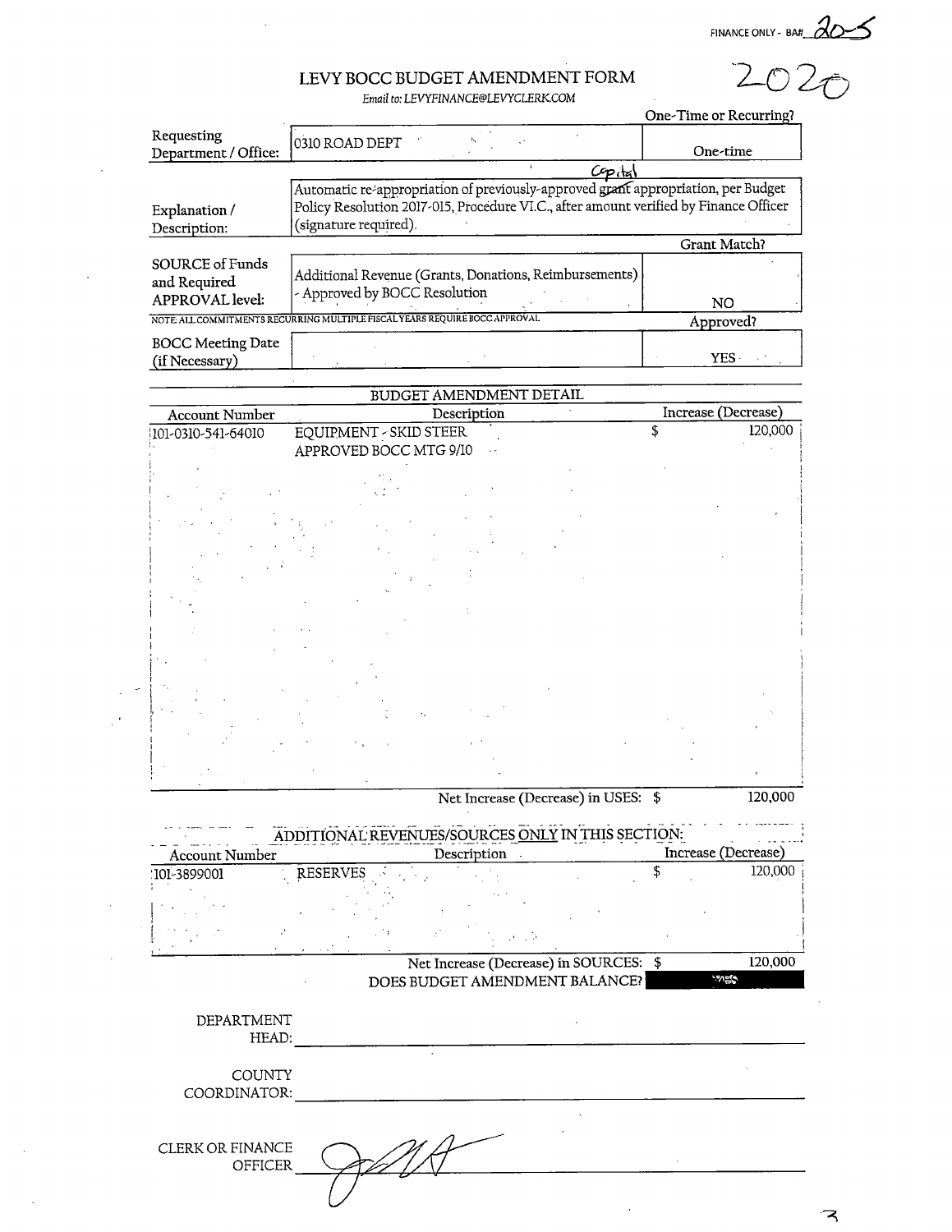FINANCE ONLY - BA# 20-5

2020

# LEVY BOCC BUDGET AMENDMENT FORM

*Email to: LEVYFINANCE@LEVYCLERK.COM*

| | | One-Time or Recurring? |
|---|---|---|
| Requesting Department / Office: | 0310 ROAD DEPT | One-time |
| Explanation / Description: | Capital — Automatic re-appropriation of previously-approved ~~grant~~ appropriation, per Budget Policy Resolution 2017-015, Procedure VI.C., after amount verified by Finance Officer (signature required). | |
| | | **Grant Match?** |
| SOURCE of Funds and Required APPROVAL level: | Additional Revenue (Grants, Donations, Reimbursements) - Approved by BOCC Resolution | NO |
| NOTE: ALL COMMITMENTS RECURRING MULTIPLE FISCAL YEARS REQUIRE BOCC APPROVAL | | **Approved?** |
| BOCC Meeting Date (if Necessary) | | YES |

## BUDGET AMENDMENT DETAIL

| Account Number | Description | Increase (Decrease) |
|---|---|---|
| 101-0310-541-64010 | EQUIPMENT - SKID STEER<br>APPROVED BOCC MTG 9/10 | $ 120,000 |
| | Net Increase (Decrease) in USES: | $ 120,000 |

## ADDITIONAL REVENUES/SOURCES ONLY IN THIS SECTION:

| Account Number | Description | Increase (Decrease) |
|---|---|---|
| 101-3899001 | RESERVES | $ 120,000 |
| | Net Increase (Decrease) in SOURCES: | $ 120,000 |
| | DOES BUDGET AMENDMENT BALANCE? | YES |

DEPARTMENT HEAD: ______________________

COUNTY COORDINATOR: ______________________

CLERK OR FINANCE OFFICER: [signature]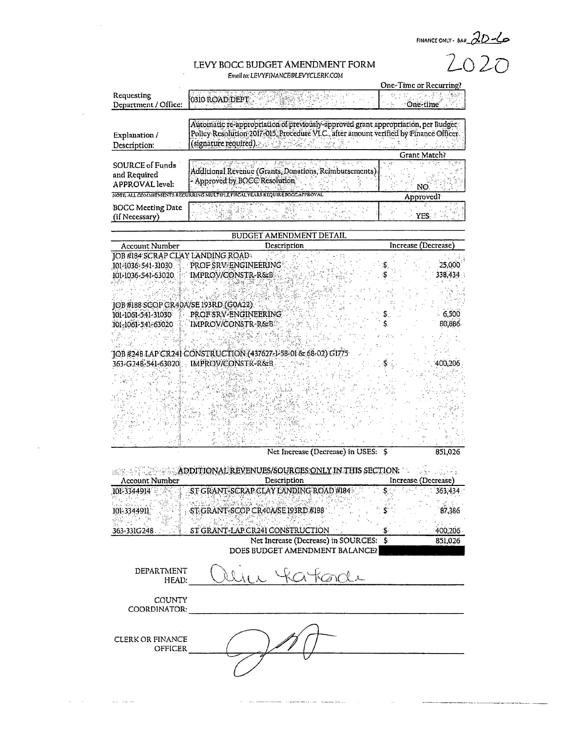FINANCE ONLY - BA# 20-6

2020

# LEVY BOCC BUDGET AMENDMENT FORM

*Email to: LEVYFINANCE@LEVYCLERK.COM*

| | | One-Time or Recurring? |
|---|---|---|
| Requesting Department / Office: | 0310 ROAD DEPT | One-time |
| Explanation / Description: | Automatic re-appropriation of previously-approved grant appropriation, per Budget Policy Resolution 2017-015, Procedure VI.C., after amount verified by Finance Officer (signature required). | |
| | | Grant Match? |
| SOURCE of Funds and Required APPROVAL level: | Additional Revenue (Grants, Donations, Reimbursements) - Approved by BOCC Resolution | NO |
| NOTE ALL COMMITMENTS RECURRING MULTIPLE FISCAL YEARS REQUIRE BOCC APPROVAL | | Approved? |
| BOCC Meeting Date (if Necessary) | | YES |

## BUDGET AMENDMENT DETAIL

| Account Number | Description | Increase (Decrease) |
|---|---|---|
| JOB #184 SCRAP CLAY LANDING ROAD | | |
| 101-1036-541-31030 | PROF SRV-ENGINEERING | $ 25,000 |
| 101-1036-541-63020 | IMPROV/CONSTR-R&B | $ 338,434 |
| JOB #188 SCOP CR40A/SE 193RD (G0A22) | | |
| 101-1061-541-31030 | PROF SRV-ENGINEERING | $ 6,500 |
| 101-1061-541-63020 | IMPROV/CONSTR-R&B | $ 80,886 |
| JOB #248 LAP CR241 CONSTRUCTION (437627-1-58-01 & 68-02) G1775 | | |
| 363-G248-541-63020 | IMPROV/CONSTR-R&B | $ 400,206 |
| | Net Increase (Decrease) in USES: | $ 851,026 |

## ADDITIONAL REVENUES/SOURCES ONLY IN THIS SECTION:

| Account Number | Description | Increase (Decrease) |
|---|---|---|
| 101-3344914 | ST GRANT-SCRAP CLAY LANDING ROAD #184 | $ 363,434 |
| 101-3344911 | ST GRANT-SCOP CR40A/SE 193RD #188 | $ 87,386 |
| 363-331G248 | ST GRANT-LAP CR241 CONSTRUCTION | $ 400,206 |
| | Net Increase (Decrease) in SOURCES: | $ 851,026 |
| | DOES BUDGET AMENDMENT BALANCE? | |

DEPARTMENT HEAD: [signature]

COUNTY COORDINATOR: 

CLERK OR FINANCE OFFICER [signature]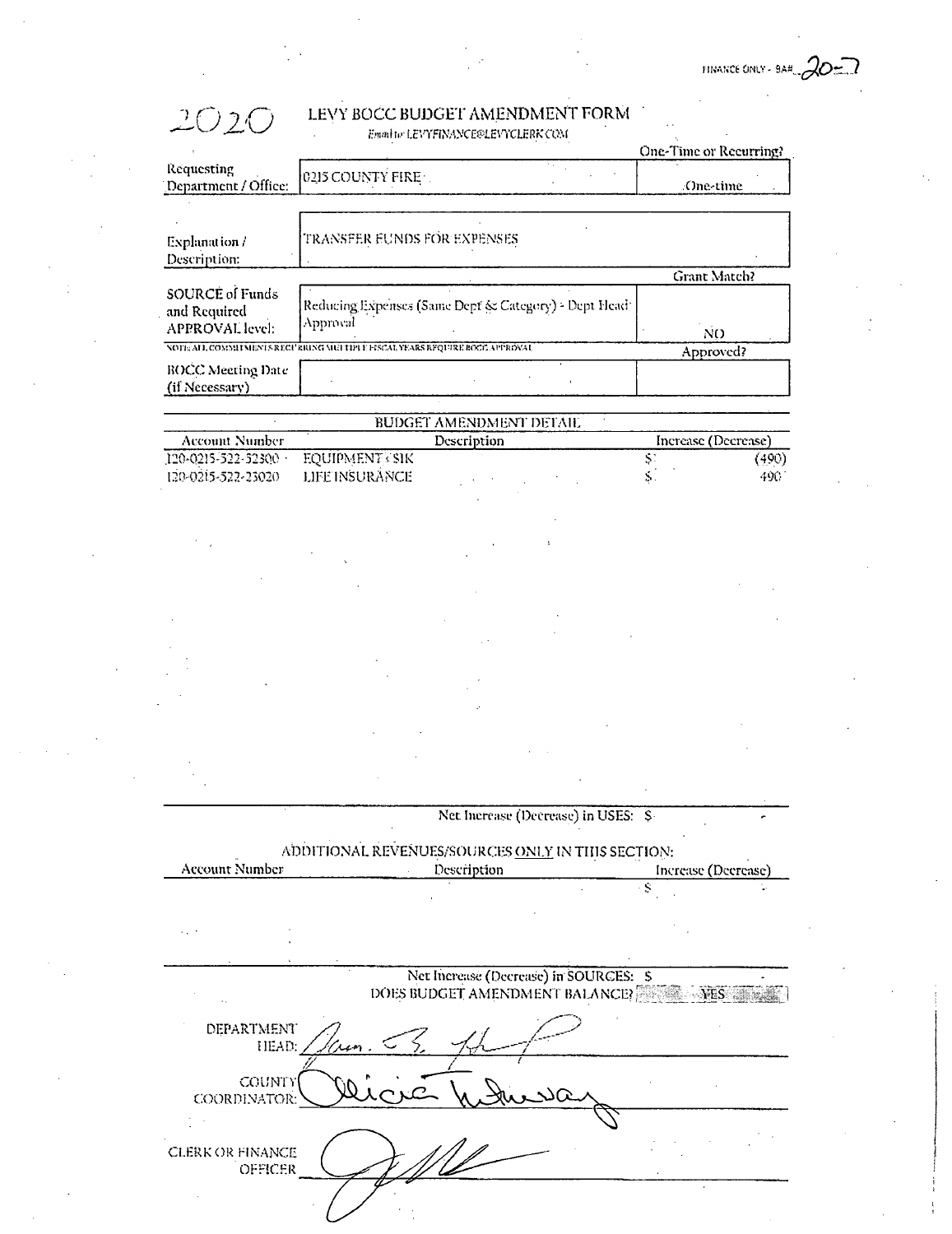FINANCE ONLY - BA# 20-7

2020

# LEVY BOCC BUDGET AMENDMENT FORM

*Email to: LEVYFINANCE@LEVYCLERK.COM*

| | | One-Time or Recurring? |
|---|---|---|
| Requesting Department / Office: | 0215 COUNTY FIRE | One-time |
| Explanation / Description: | TRANSFER FUNDS FOR EXPENSES | |
| | | Grant Match? |
| SOURCE of Funds and Required APPROVAL level: | Reducing Expenses (Same Dept & Category) - Dept Head Approval | NO |
| NOTE: ALL COMMITMENTS RECURRING MULTIPLE FISCAL YEARS REQUIRE BOCC APPROVAL | | Approved? |
| BOCC Meeting Date (if Necessary) | | |

## BUDGET AMENDMENT DETAIL

| Account Number | Description | Increase (Decrease) |
|---|---|---|
| 120-0215-522-52300 | EQUIPMENT < $1K | $ (490) |
| 120-0215-522-23020 | LIFE INSURANCE | $ 490 |

Net Increase (Decrease) in USES: $ -

ADDITIONAL REVENUES/SOURCES ONLY IN THIS SECTION:

| Account Number | Description | Increase (Decrease) |
|---|---|---|
| | | $ - |

Net Increase (Decrease) in SOURCES: $ -

DOES BUDGET AMENDMENT BALANCE? YES

DEPARTMENT HEAD: [signature]

COUNTY COORDINATOR: [signature]

CLERK OR FINANCE OFFICER: [signature]